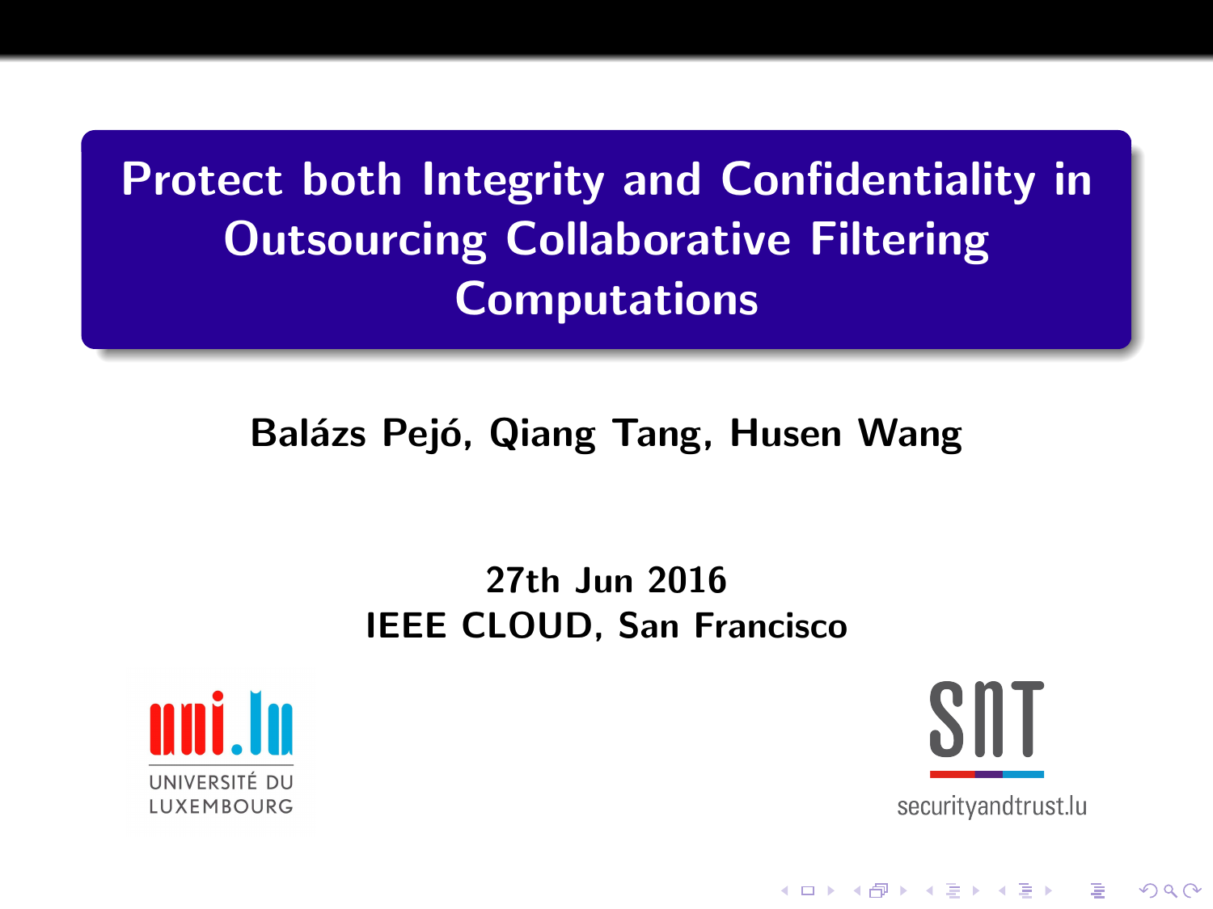# Protect both Integrity and Confidentiality in Outsourcing Collaborative Filtering Computations

**Balázs Pejó, Qiang Tang, Husen Wang**

**27th Jun 2016**
**IEEE CLOUD, San Francisco**

UNIVERSITÉ DU LUXEMBOURG

SnT
securityandtrust.lu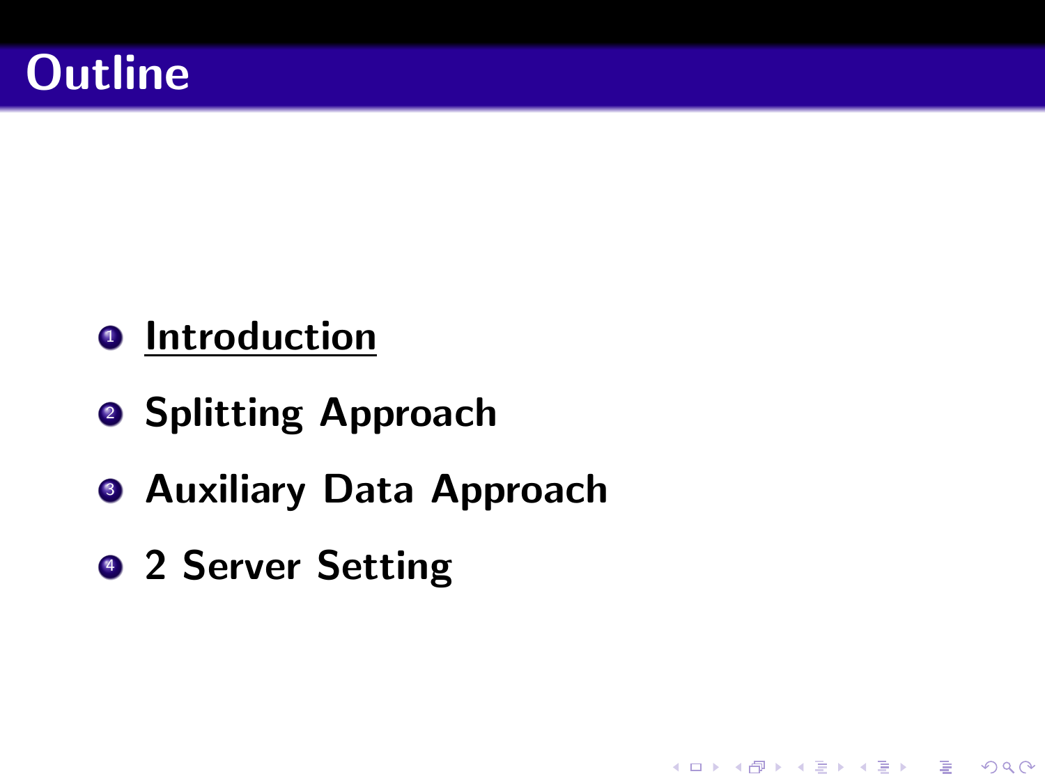# Outline

1. Introduction
2. Splitting Approach
3. Auxiliary Data Approach
4. 2 Server Setting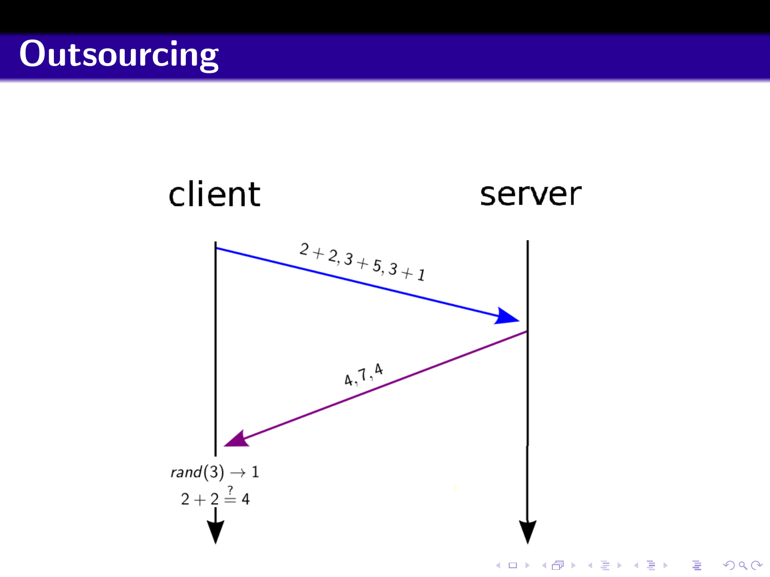# Outsourcing

client

server

$2 + 2, 3 + 5, 3 + 1$

$4, 7, 4$

$rand(3) \rightarrow 1$

$2 + 2 \stackrel{?}{=} 4$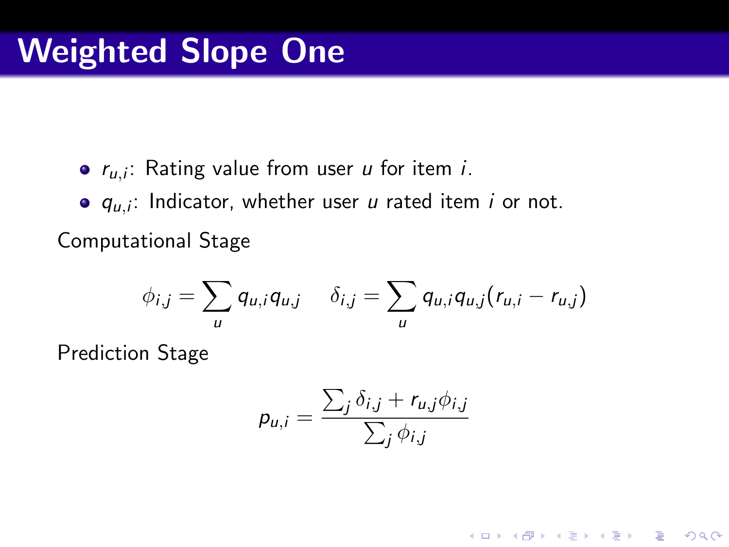# Weighted Slope One

- $r_{u,i}$: Rating value from user $u$ for item $i$.
- $q_{u,i}$: Indicator, whether user $u$ rated item $i$ or not.

Computational Stage

$$\phi_{i,j} = \sum_u q_{u,i} q_{u,j} \quad \delta_{i,j} = \sum_u q_{u,i} q_{u,j} (r_{u,i} - r_{u,j})$$

Prediction Stage

$$p_{u,i} = \frac{\sum_j \delta_{i,j} + r_{u,j} \phi_{i,j}}{\sum_j \phi_{i,j}}$$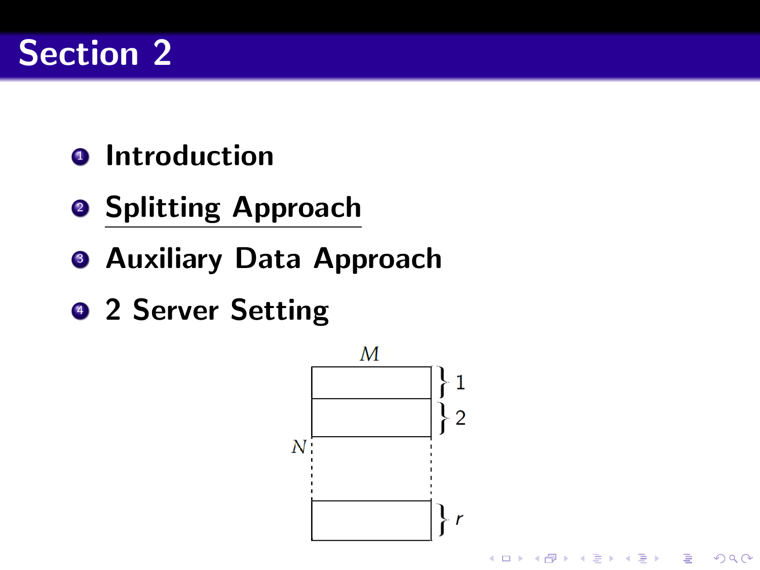# Section 2

1. Introduction
2. Splitting Approach
3. Auxiliary Data Approach
4. 2 Server Setting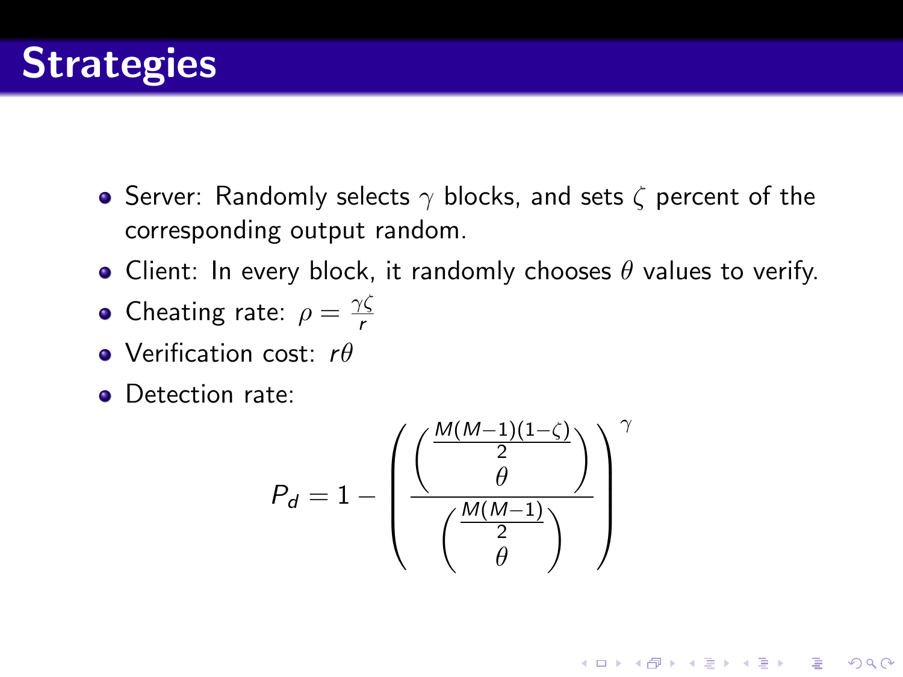# Strategies

- Server: Randomly selects $\gamma$ blocks, and sets $\zeta$ percent of the corresponding output random.
- Client: In every block, it randomly chooses $\theta$ values to verify.
- Cheating rate: $\rho = \frac{\gamma\zeta}{r}$
- Verification cost: $r\theta$
- Detection rate:

$$P_d = 1 - \left( \frac{\binom{\frac{M(M-1)(1-\zeta)}{2}}{\theta}}{\binom{\frac{M(M-1)}{2}}{\theta}} \right)^{\gamma}$$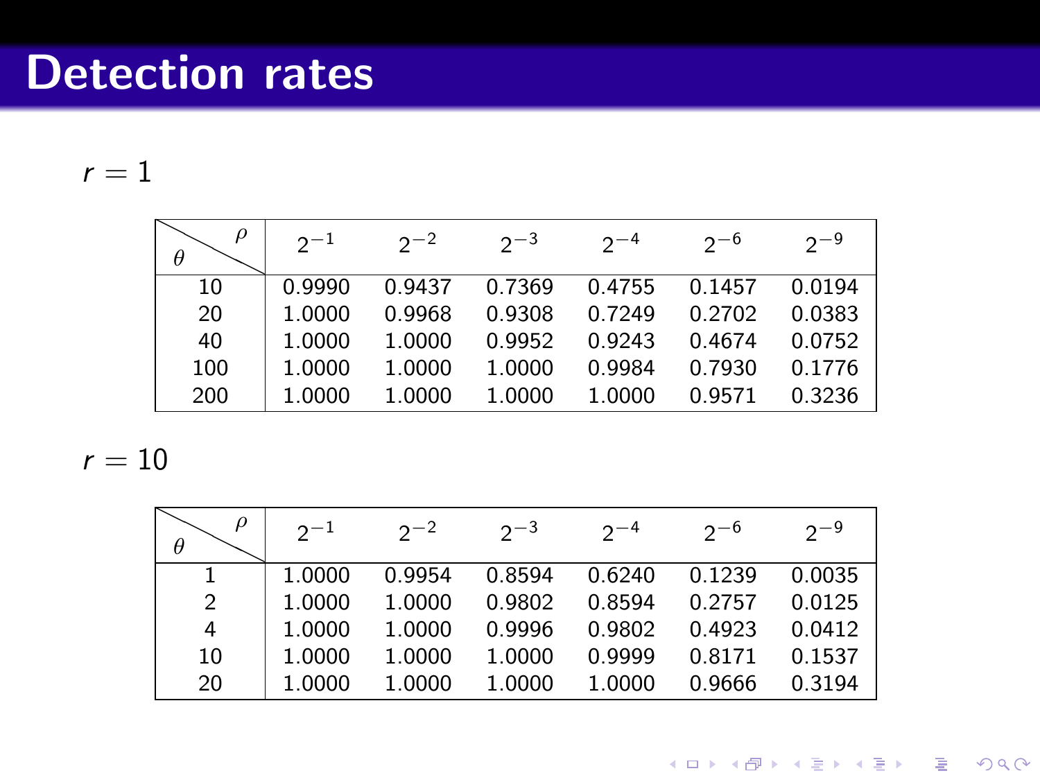# Detection rates

$r = 1$

| $\theta$ \ $\rho$ | $2^{-1}$ | $2^{-2}$ | $2^{-3}$ | $2^{-4}$ | $2^{-6}$ | $2^{-9}$ |
|---|---|---|---|---|---|---|
| 10 | 0.9990 | 0.9437 | 0.7369 | 0.4755 | 0.1457 | 0.0194 |
| 20 | 1.0000 | 0.9968 | 0.9308 | 0.7249 | 0.2702 | 0.0383 |
| 40 | 1.0000 | 1.0000 | 0.9952 | 0.9243 | 0.4674 | 0.0752 |
| 100 | 1.0000 | 1.0000 | 1.0000 | 0.9984 | 0.7930 | 0.1776 |
| 200 | 1.0000 | 1.0000 | 1.0000 | 1.0000 | 0.9571 | 0.3236 |

$r = 10$

| $\theta$ \ $\rho$ | $2^{-1}$ | $2^{-2}$ | $2^{-3}$ | $2^{-4}$ | $2^{-6}$ | $2^{-9}$ |
|---|---|---|---|---|---|---|
| 1 | 1.0000 | 0.9954 | 0.8594 | 0.6240 | 0.1239 | 0.0035 |
| 2 | 1.0000 | 1.0000 | 0.9802 | 0.8594 | 0.2757 | 0.0125 |
| 4 | 1.0000 | 1.0000 | 0.9996 | 0.9802 | 0.4923 | 0.0412 |
| 10 | 1.0000 | 1.0000 | 1.0000 | 0.9999 | 0.8171 | 0.1537 |
| 20 | 1.0000 | 1.0000 | 1.0000 | 1.0000 | 0.9666 | 0.3194 |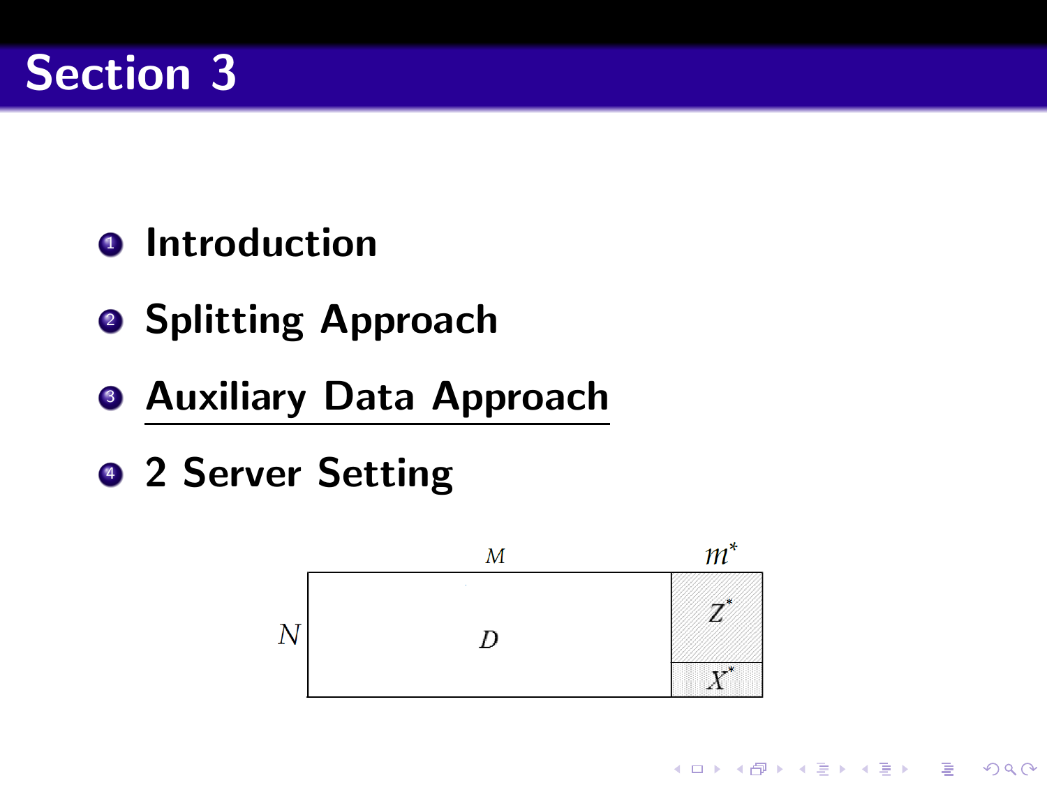# Section 3

1. Introduction
2. Splitting Approach
3. Auxiliary Data Approach
4. 2 Server Setting

$M$ $m^*$

$N$ $D$ $Z^*$ $X^*$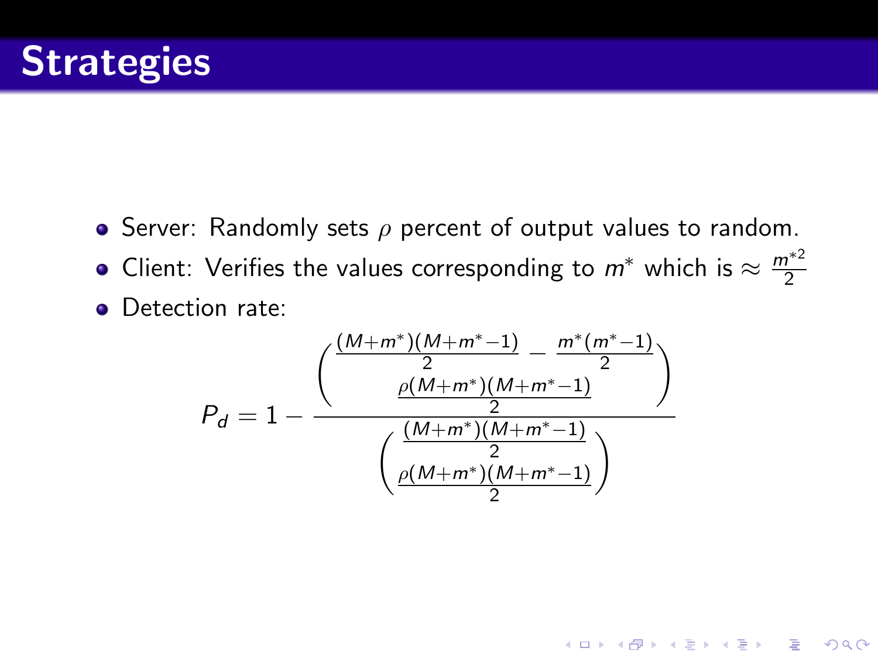# Strategies

- Server: Randomly sets $\rho$ percent of output values to random.
- Client: Verifies the values corresponding to $m^*$ which is $\approx \frac{m^{*2}}{2}$
- Detection rate:

$$P_d = 1 - \frac{\binom{\frac{(M+m^*)(M+m^*-1)}{2} - \frac{m^*(m^*-1)}{2}}{\frac{\rho(M+m^*)(M+m^*-1)}{2}}}{\binom{\frac{(M+m^*)(M+m^*-1)}{2}}{\frac{\rho(M+m^*)(M+m^*-1)}{2}}}$$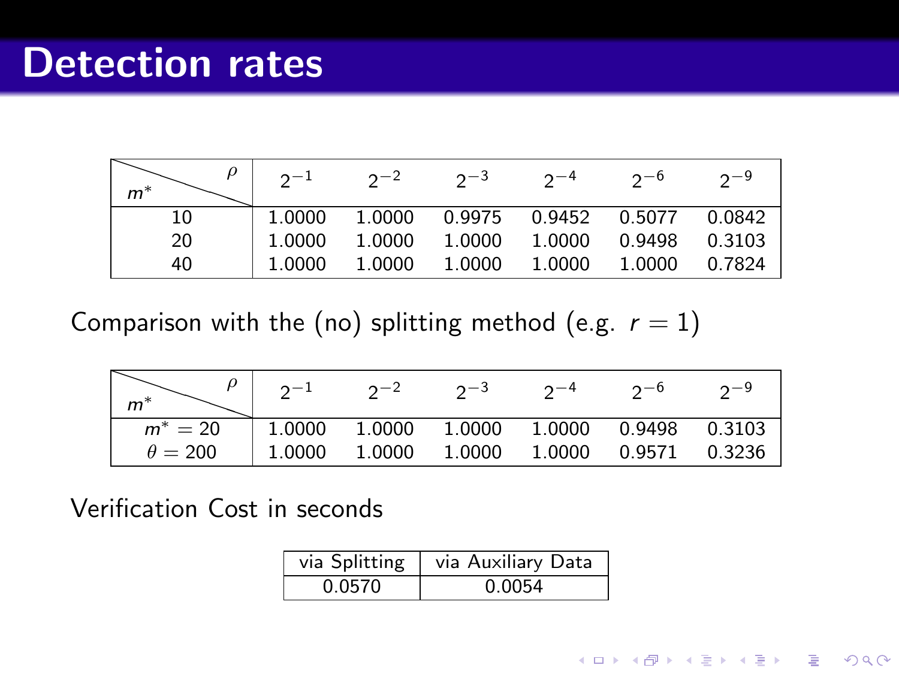# Detection rates

| $m^*$ \ $\rho$ | $2^{-1}$ | $2^{-2}$ | $2^{-3}$ | $2^{-4}$ | $2^{-6}$ | $2^{-9}$ |
|---|---|---|---|---|---|---|
| 10 | 1.0000 | 1.0000 | 0.9975 | 0.9452 | 0.5077 | 0.0842 |
| 20 | 1.0000 | 1.0000 | 1.0000 | 1.0000 | 0.9498 | 0.3103 |
| 40 | 1.0000 | 1.0000 | 1.0000 | 1.0000 | 1.0000 | 0.7824 |

Comparison with the (no) splitting method (e.g. $r = 1$)

| $m^*$ \ $\rho$ | $2^{-1}$ | $2^{-2}$ | $2^{-3}$ | $2^{-4}$ | $2^{-6}$ | $2^{-9}$ |
|---|---|---|---|---|---|---|
| $m^* = 20$ | 1.0000 | 1.0000 | 1.0000 | 1.0000 | 0.9498 | 0.3103 |
| $\theta = 200$ | 1.0000 | 1.0000 | 1.0000 | 1.0000 | 0.9571 | 0.3236 |

Verification Cost in seconds

| via Splitting | via Auxiliary Data |
|---|---|
| 0.0570 | 0.0054 |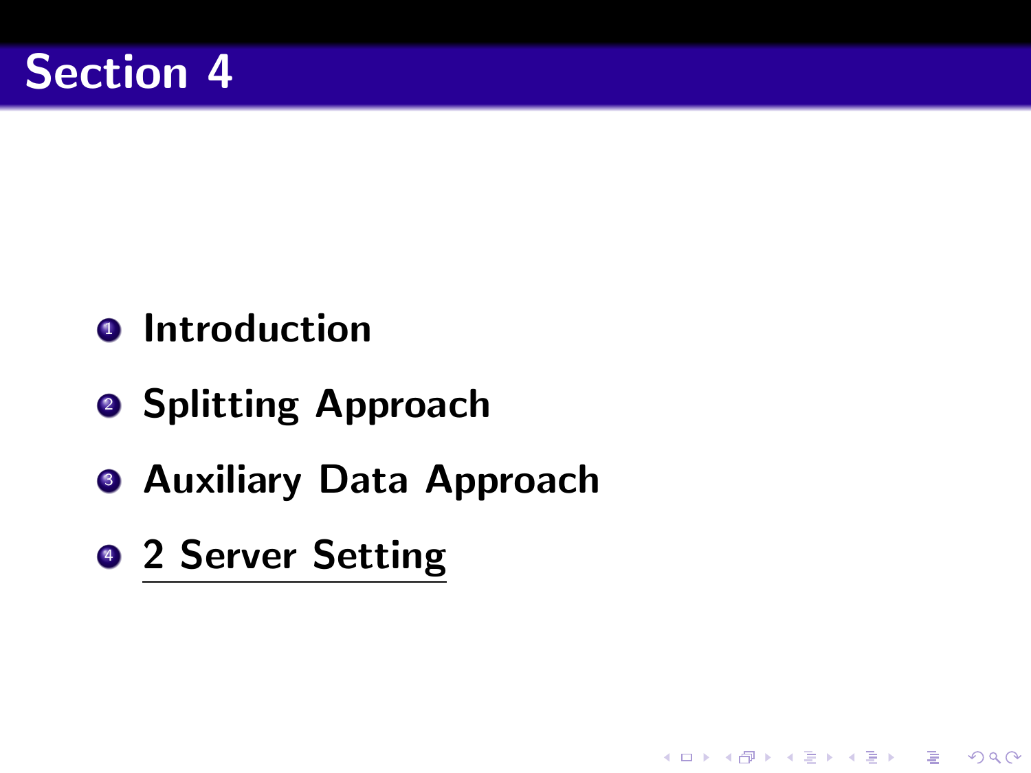# Section 4

1. Introduction
2. Splitting Approach
3. Auxiliary Data Approach
4. 2 Server Setting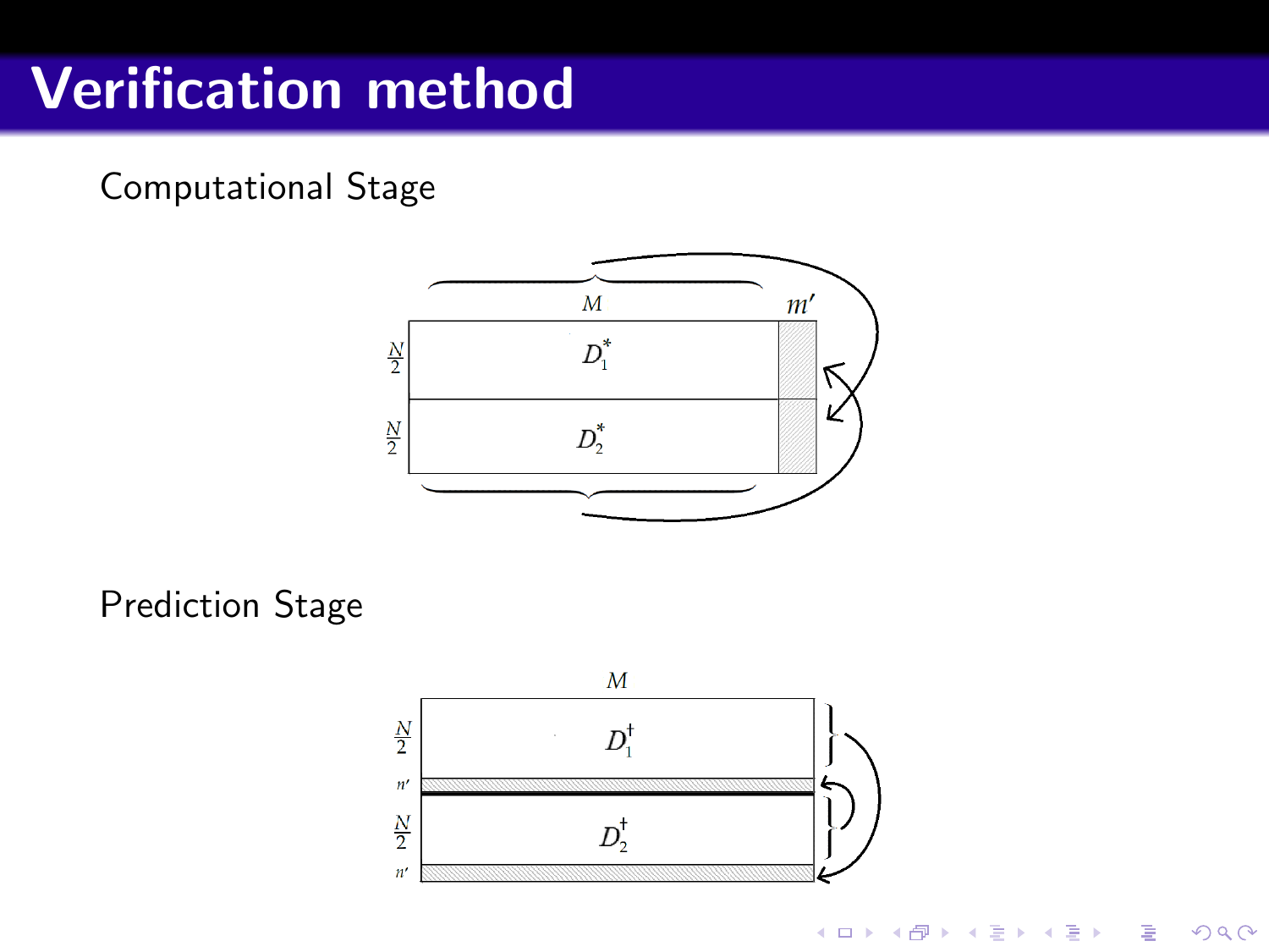# Verification method

Computational Stage

Prediction Stage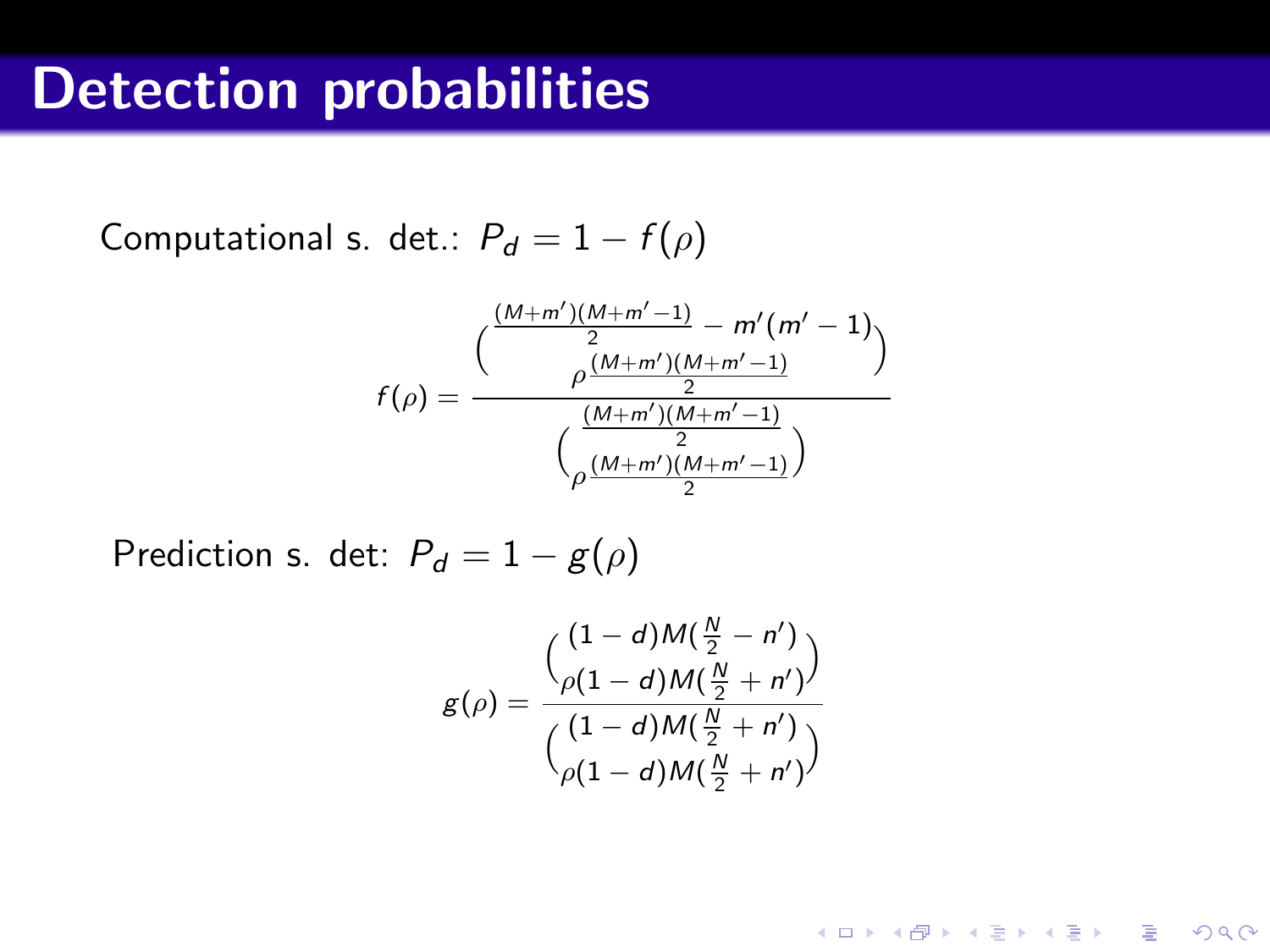# Detection probabilities

Computational s. det.: $P_d = 1 - f(\rho)$

$$f(\rho) = \frac{\binom{\frac{(M+m')(M+m'-1)}{2} - m'(m'-1)}{\rho\frac{(M+m')(M+m'-1)}{2}}}{\binom{\frac{(M+m')(M+m'-1)}{2}}{\rho\frac{(M+m')(M+m'-1)}{2}}}$$

Prediction s. det: $P_d = 1 - g(\rho)$

$$g(\rho) = \frac{\binom{(1-d)M(\frac{N}{2} - n')}{\rho(1-d)M(\frac{N}{2} + n')}}{\binom{(1-d)M(\frac{N}{2} + n')}{\rho(1-d)M(\frac{N}{2} + n')}}$$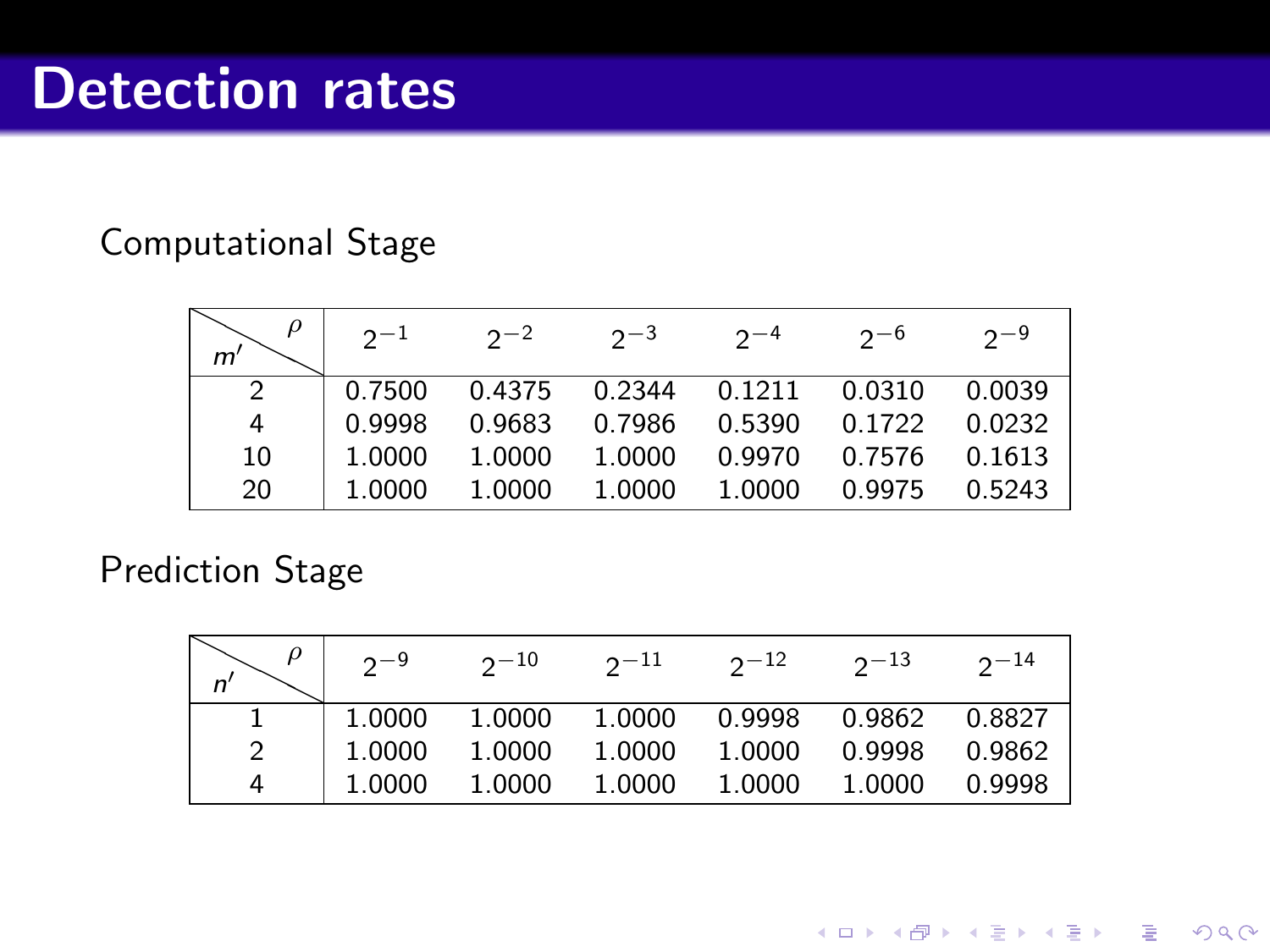# Detection rates

Computational Stage

| $m'$ \ $\rho$ | $2^{-1}$ | $2^{-2}$ | $2^{-3}$ | $2^{-4}$ | $2^{-6}$ | $2^{-9}$ |
|---|---|---|---|---|---|---|
| 2 | 0.7500 | 0.4375 | 0.2344 | 0.1211 | 0.0310 | 0.0039 |
| 4 | 0.9998 | 0.9683 | 0.7986 | 0.5390 | 0.1722 | 0.0232 |
| 10 | 1.0000 | 1.0000 | 1.0000 | 0.9970 | 0.7576 | 0.1613 |
| 20 | 1.0000 | 1.0000 | 1.0000 | 1.0000 | 0.9975 | 0.5243 |

Prediction Stage

| $n'$ \ $\rho$ | $2^{-9}$ | $2^{-10}$ | $2^{-11}$ | $2^{-12}$ | $2^{-13}$ | $2^{-14}$ |
|---|---|---|---|---|---|---|
| 1 | 1.0000 | 1.0000 | 1.0000 | 0.9998 | 0.9862 | 0.8827 |
| 2 | 1.0000 | 1.0000 | 1.0000 | 1.0000 | 0.9998 | 0.9862 |
| 4 | 1.0000 | 1.0000 | 1.0000 | 1.0000 | 1.0000 | 0.9998 |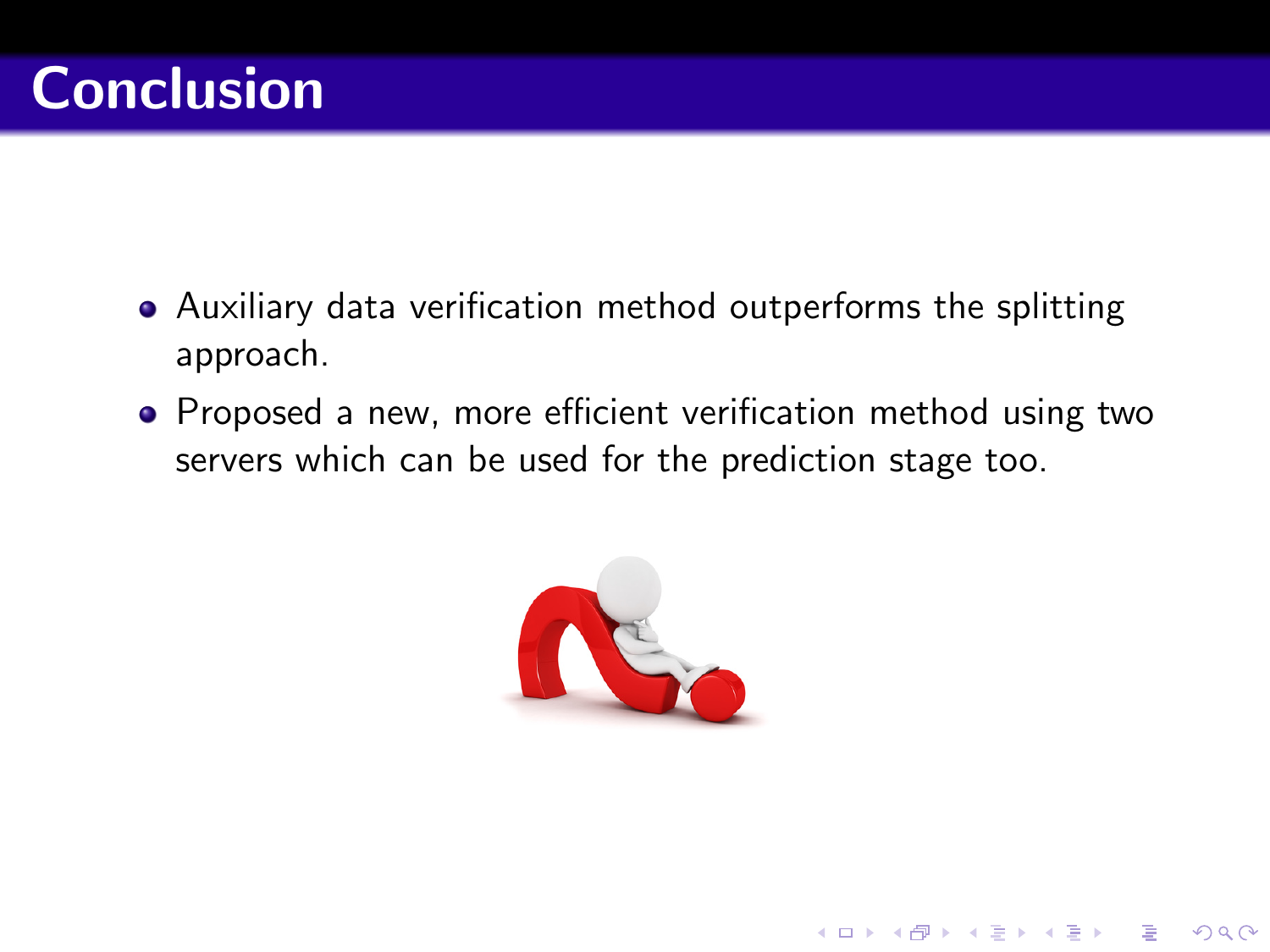# Conclusion

- Auxiliary data verification method outperforms the splitting approach.
- Proposed a new, more efficient verification method using two servers which can be used for the prediction stage too.